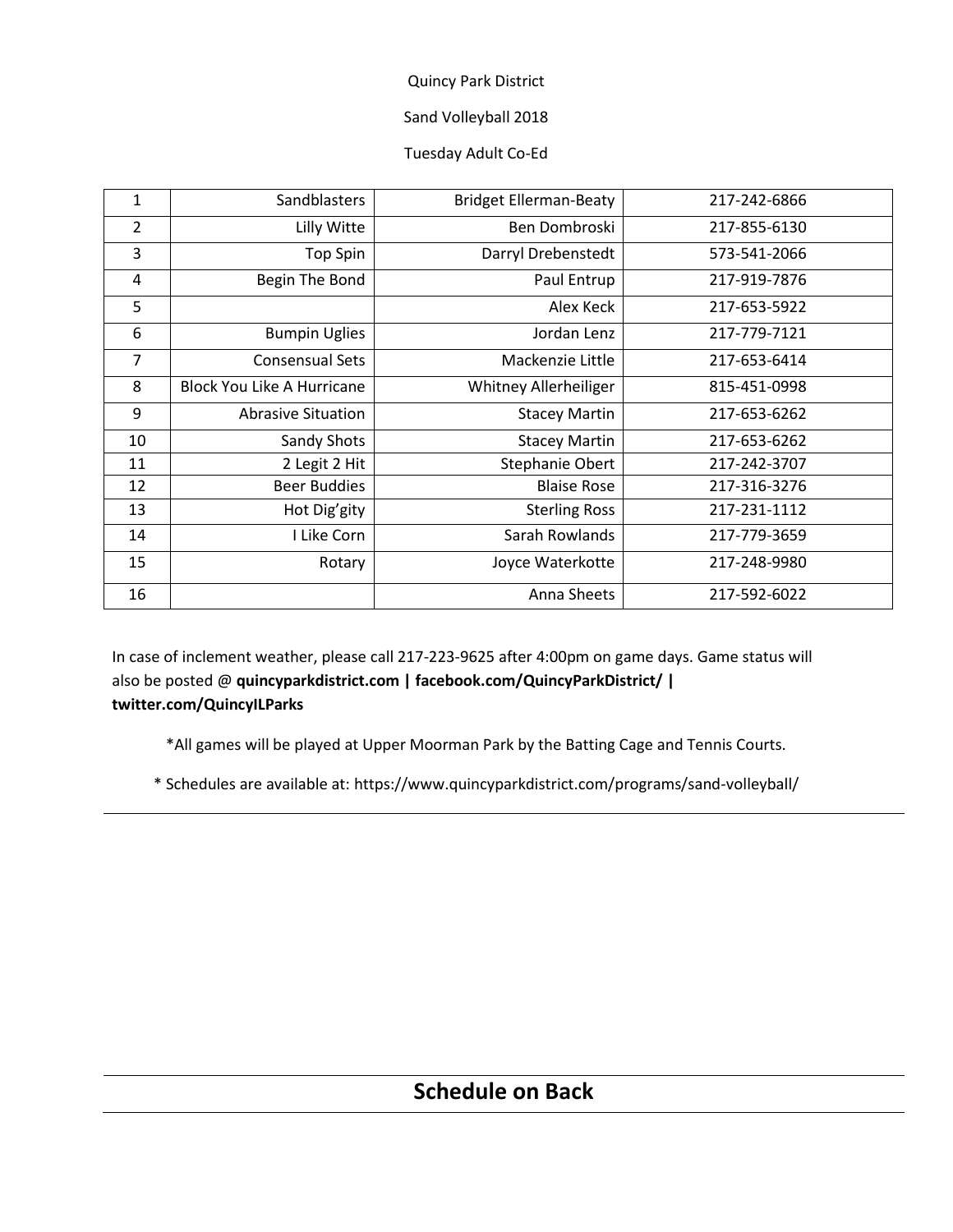Quincy Park District

Sand Volleyball 2018

Tuesday Adult Co-Ed

| | | | |
|---|---|---|---|
| 1 | Sandblasters | Bridget Ellerman-Beaty | 217-242-6866 |
| 2 | Lilly Witte | Ben Dombroski | 217-855-6130 |
| 3 | Top Spin | Darryl Drebenstedt | 573-541-2066 |
| 4 | Begin The Bond | Paul Entrup | 217-919-7876 |
| 5 | | Alex Keck | 217-653-5922 |
| 6 | Bumpin Uglies | Jordan Lenz | 217-779-7121 |
| 7 | Consensual Sets | Mackenzie Little | 217-653-6414 |
| 8 | Block You Like A Hurricane | Whitney Allerheiliger | 815-451-0998 |
| 9 | Abrasive Situation | Stacey Martin | 217-653-6262 |
| 10 | Sandy Shots | Stacey Martin | 217-653-6262 |
| 11 | 2 Legit 2 Hit | Stephanie Obert | 217-242-3707 |
| 12 | Beer Buddies | Blaise Rose | 217-316-3276 |
| 13 | Hot Dig'gity | Sterling Ross | 217-231-1112 |
| 14 | I Like Corn | Sarah Rowlands | 217-779-3659 |
| 15 | Rotary | Joyce Waterkotte | 217-248-9980 |
| 16 | | Anna Sheets | 217-592-6022 |

In case of inclement weather, please call 217-223-9625 after 4:00pm on game days. Game status will also be posted @ **quincyparkdistrict.com | facebook.com/QuincyParkDistrict/ | twitter.com/QuincyILParks**

*All games will be played at Upper Moorman Park by the Batting Cage and Tennis Courts.

* Schedules are available at: https://www.quincyparkdistrict.com/programs/sand-volleyball/

## Schedule on Back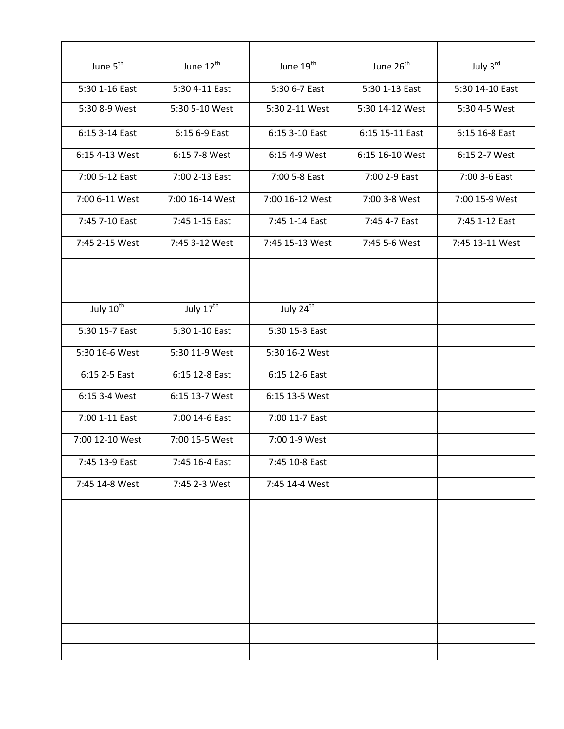| | | | | |
|---|---|---|---|---|
| June 5th | June 12th | June 19th | June 26th | July 3rd |
| 5:30 1-16 East | 5:30 4-11 East | 5:30 6-7 East | 5:30 1-13 East | 5:30 14-10 East |
| 5:30 8-9 West | 5:30 5-10 West | 5:30 2-11 West | 5:30 14-12 West | 5:30 4-5 West |
| 6:15 3-14 East | 6:15 6-9 East | 6:15 3-10 East | 6:15 15-11 East | 6:15 16-8 East |
| 6:15 4-13 West | 6:15 7-8 West | 6:15 4-9 West | 6:15 16-10 West | 6:15 2-7 West |
| 7:00 5-12 East | 7:00 2-13 East | 7:00 5-8 East | 7:00 2-9 East | 7:00 3-6 East |
| 7:00 6-11 West | 7:00 16-14 West | 7:00 16-12 West | 7:00 3-8 West | 7:00 15-9 West |
| 7:45 7-10 East | 7:45 1-15 East | 7:45 1-14 East | 7:45 4-7 East | 7:45 1-12 East |
| 7:45 2-15 West | 7:45 3-12 West | 7:45 15-13 West | 7:45 5-6 West | 7:45 13-11 West |
| | | | | |
| | | | | |
| July 10th | July 17th | July 24th | | |
| 5:30 15-7 East | 5:30 1-10 East | 5:30 15-3 East | | |
| 5:30 16-6 West | 5:30 11-9 West | 5:30 16-2 West | | |
| 6:15 2-5 East | 6:15 12-8 East | 6:15 12-6 East | | |
| 6:15 3-4 West | 6:15 13-7 West | 6:15 13-5 West | | |
| 7:00 1-11 East | 7:00 14-6 East | 7:00 11-7 East | | |
| 7:00 12-10 West | 7:00 15-5 West | 7:00 1-9 West | | |
| 7:45 13-9 East | 7:45 16-4 East | 7:45 10-8 East | | |
| 7:45 14-8 West | 7:45 2-3 West | 7:45 14-4 West | | |
| | | | | |
| | | | | |
| | | | | |
| | | | | |
| | | | | |
| | | | | |
| | | | | |
| | | | | |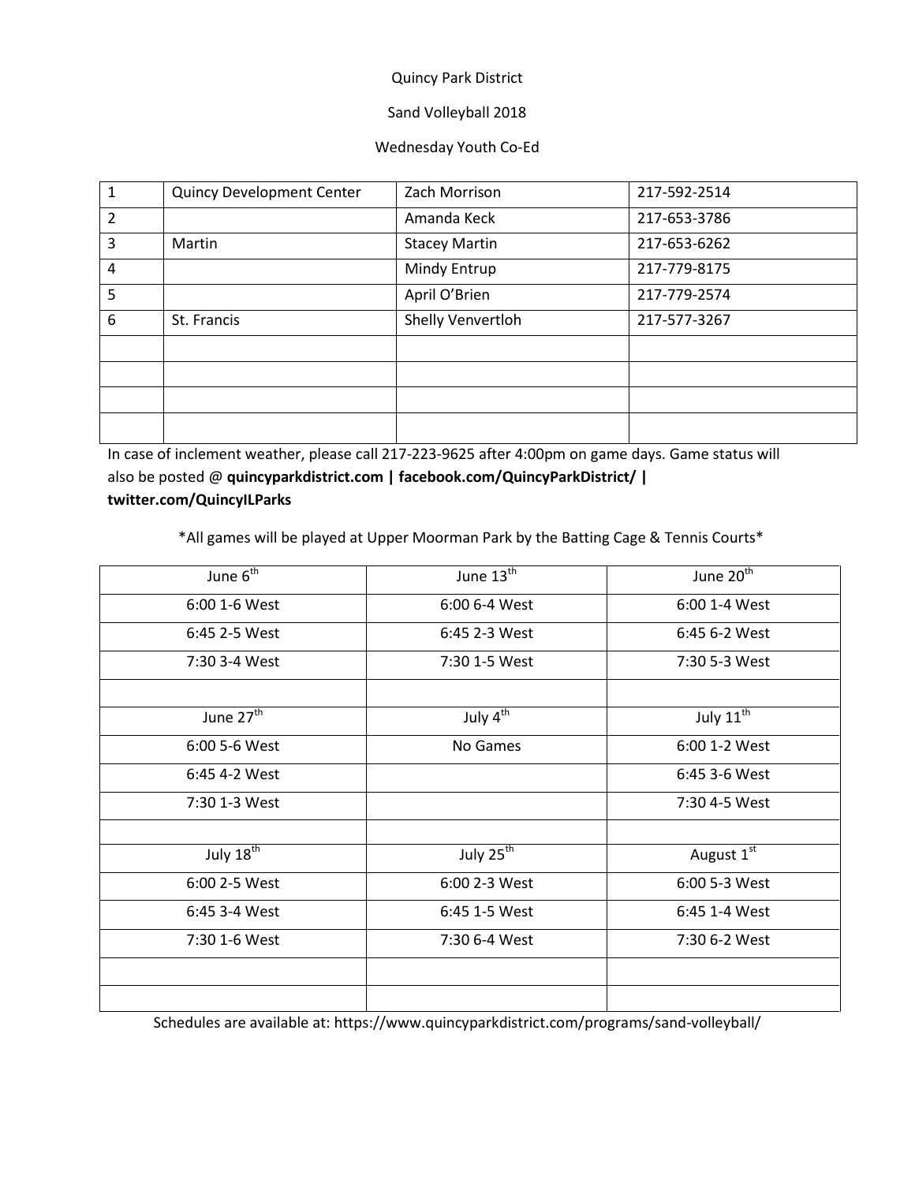Quincy Park District

Sand Volleyball 2018

Wednesday Youth Co-Ed

| | | | |
|---|---|---|---|
| 1 | Quincy Development Center | Zach Morrison | 217-592-2514 |
| 2 | | Amanda Keck | 217-653-3786 |
| 3 | Martin | Stacey Martin | 217-653-6262 |
| 4 | | Mindy Entrup | 217-779-8175 |
| 5 | | April O'Brien | 217-779-2574 |
| 6 | St. Francis | Shelly Venvertloh | 217-577-3267 |
| | | | |
| | | | |
| | | | |
| | | | |

In case of inclement weather, please call 217-223-9625 after 4:00pm on game days. Game status will also be posted @ **quincyparkdistrict.com | facebook.com/QuincyParkDistrict/ | twitter.com/QuincyILParks**

*All games will be played at Upper Moorman Park by the Batting Cage & Tennis Courts*

| June 6th | June 13th | June 20th |
|---|---|---|
| 6:00 1-6 West | 6:00 6-4 West | 6:00 1-4 West |
| 6:45 2-5 West | 6:45 2-3 West | 6:45 6-2 West |
| 7:30 3-4 West | 7:30 1-5 West | 7:30 5-3 West |
| | | |
| June 27th | July 4th | July 11th |
| 6:00 5-6 West | No Games | 6:00 1-2 West |
| 6:45 4-2 West | | 6:45 3-6 West |
| 7:30 1-3 West | | 7:30 4-5 West |
| | | |
| July 18th | July 25th | August 1st |
| 6:00 2-5 West | 6:00 2-3 West | 6:00 5-3 West |
| 6:45 3-4 West | 6:45 1-5 West | 6:45 1-4 West |
| 7:30 1-6 West | 7:30 6-4 West | 7:30 6-2 West |
| | | |
| | | |

Schedules are available at: https://www.quincyparkdistrict.com/programs/sand-volleyball/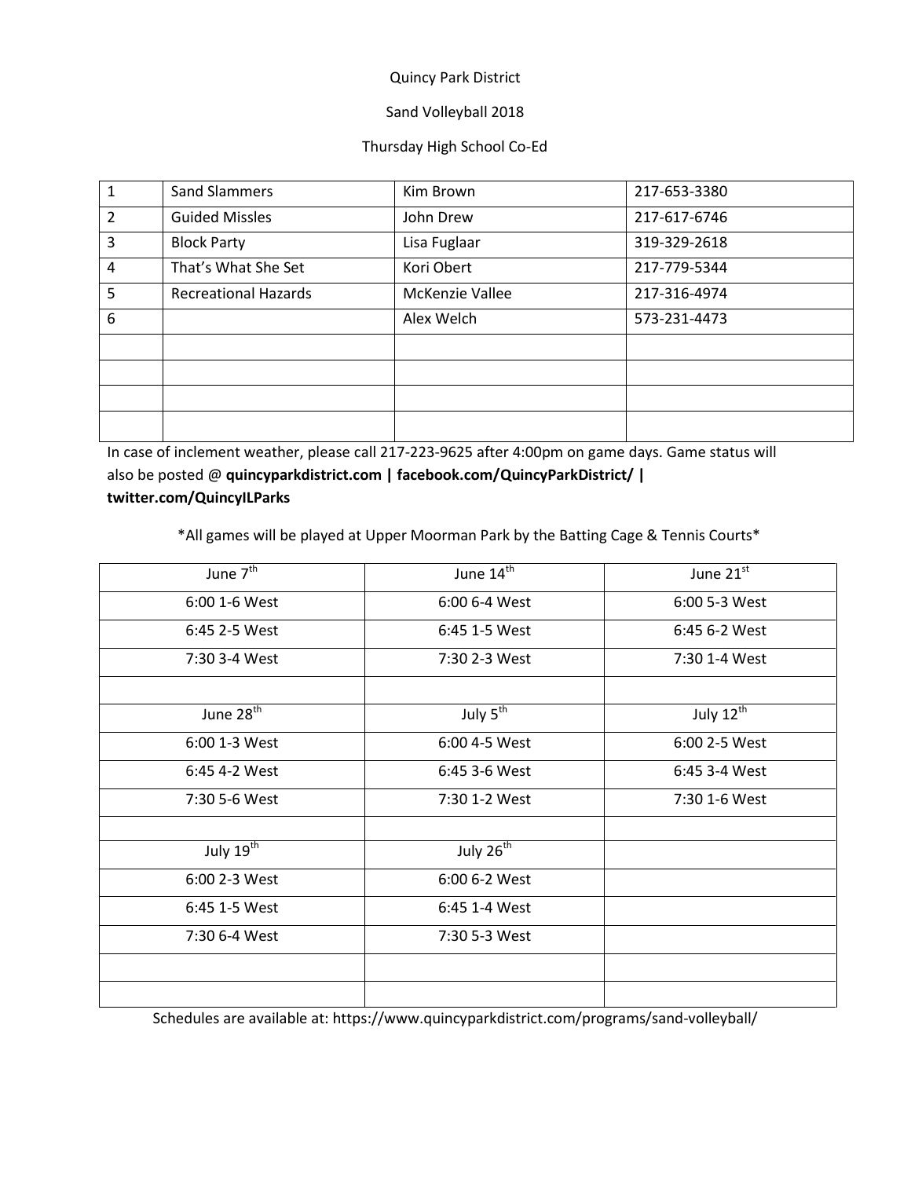Quincy Park District

Sand Volleyball 2018

Thursday High School Co-Ed

| | | | |
|---|---|---|---|
| 1 | Sand Slammers | Kim Brown | 217-653-3380 |
| 2 | Guided Missles | John Drew | 217-617-6746 |
| 3 | Block Party | Lisa Fuglaar | 319-329-2618 |
| 4 | That's What She Set | Kori Obert | 217-779-5344 |
| 5 | Recreational Hazards | McKenzie Vallee | 217-316-4974 |
| 6 | | Alex Welch | 573-231-4473 |
| | | | |
| | | | |
| | | | |
| | | | |

In case of inclement weather, please call 217-223-9625 after 4:00pm on game days. Game status will also be posted @ **quincyparkdistrict.com | facebook.com/QuincyParkDistrict/ | twitter.com/QuincyILParks**

*All games will be played at Upper Moorman Park by the Batting Cage & Tennis Courts*

| June 7th | June 14th | June 21st |
|---|---|---|
| 6:00 1-6 West | 6:00 6-4 West | 6:00 5-3 West |
| 6:45 2-5 West | 6:45 1-5 West | 6:45 6-2 West |
| 7:30 3-4 West | 7:30 2-3 West | 7:30 1-4 West |
| | | |
| June 28th | July 5th | July 12th |
| 6:00 1-3 West | 6:00 4-5 West | 6:00 2-5 West |
| 6:45 4-2 West | 6:45 3-6 West | 6:45 3-4 West |
| 7:30 5-6 West | 7:30 1-2 West | 7:30 1-6 West |
| | | |
| July 19th | July 26th | |
| 6:00 2-3 West | 6:00 6-2 West | |
| 6:45 1-5 West | 6:45 1-4 West | |
| 7:30 6-4 West | 7:30 5-3 West | |
| | | |
| | | |

Schedules are available at: https://www.quincyparkdistrict.com/programs/sand-volleyball/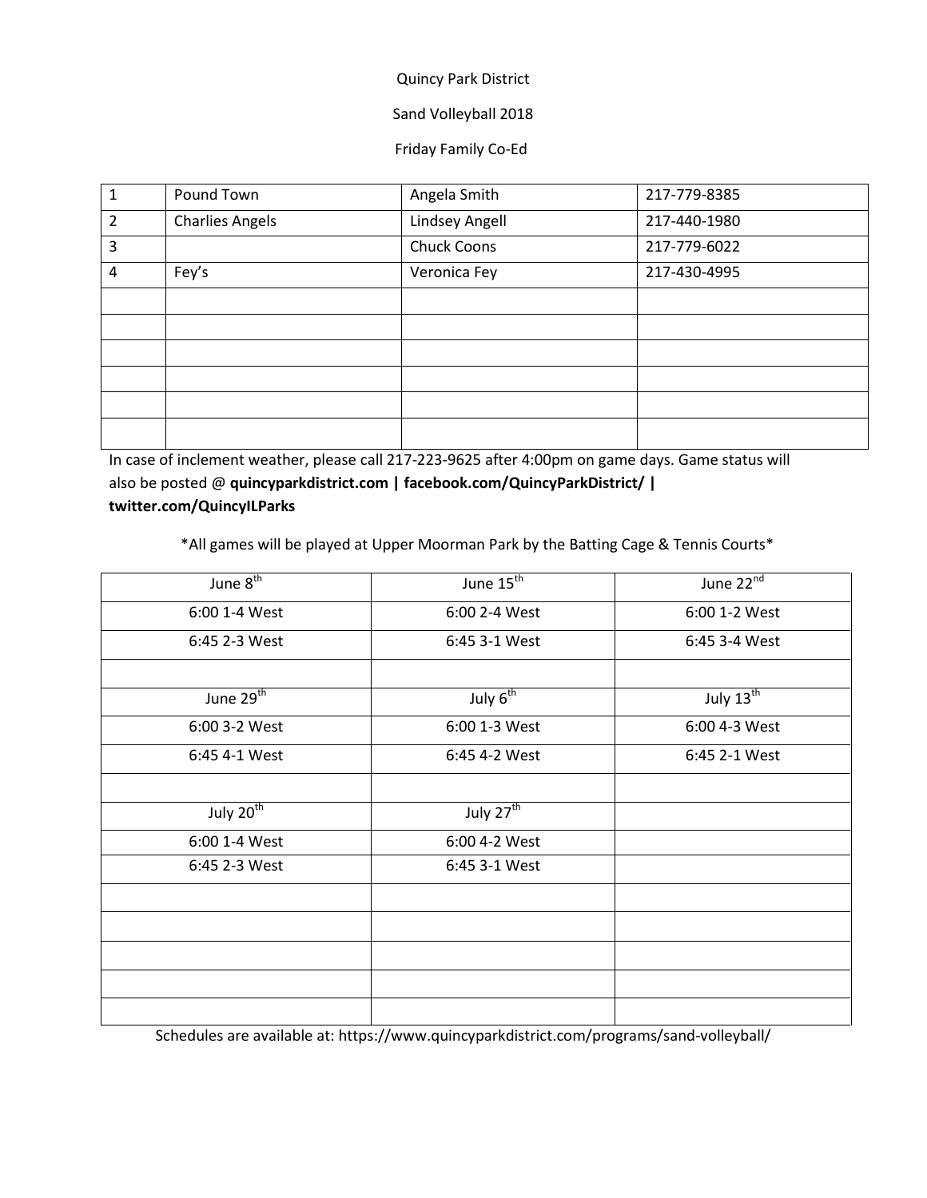Quincy Park District

Sand Volleyball 2018

Friday Family Co-Ed

| | | | |
|---|---|---|---|
| 1 | Pound Town | Angela Smith | 217-779-8385 |
| 2 | Charlies Angels | Lindsey Angell | 217-440-1980 |
| 3 | | Chuck Coons | 217-779-6022 |
| 4 | Fey's | Veronica Fey | 217-430-4995 |
| | | | |
| | | | |
| | | | |
| | | | |
| | | | |
| | | | |

In case of inclement weather, please call 217-223-9625 after 4:00pm on game days. Game status will also be posted @ **quincyparkdistrict.com | facebook.com/QuincyParkDistrict/ | twitter.com/QuincyILParks**

*All games will be played at Upper Moorman Park by the Batting Cage & Tennis Courts*

| June 8th | June 15th | June 22nd |
|---|---|---|
| 6:00 1-4 West | 6:00 2-4 West | 6:00 1-2 West |
| 6:45 2-3 West | 6:45 3-1 West | 6:45 3-4 West |
| | | |
| June 29th | July 6th | July 13th |
| 6:00 3-2 West | 6:00 1-3 West | 6:00 4-3 West |
| 6:45 4-1 West | 6:45 4-2 West | 6:45 2-1 West |
| | | |
| July 20th | July 27th | |
| 6:00 1-4 West | 6:00 4-2 West | |
| 6:45 2-3 West | 6:45 3-1 West | |
| | | |
| | | |
| | | |
| | | |
| | | |

Schedules are available at: https://www.quincyparkdistrict.com/programs/sand-volleyball/